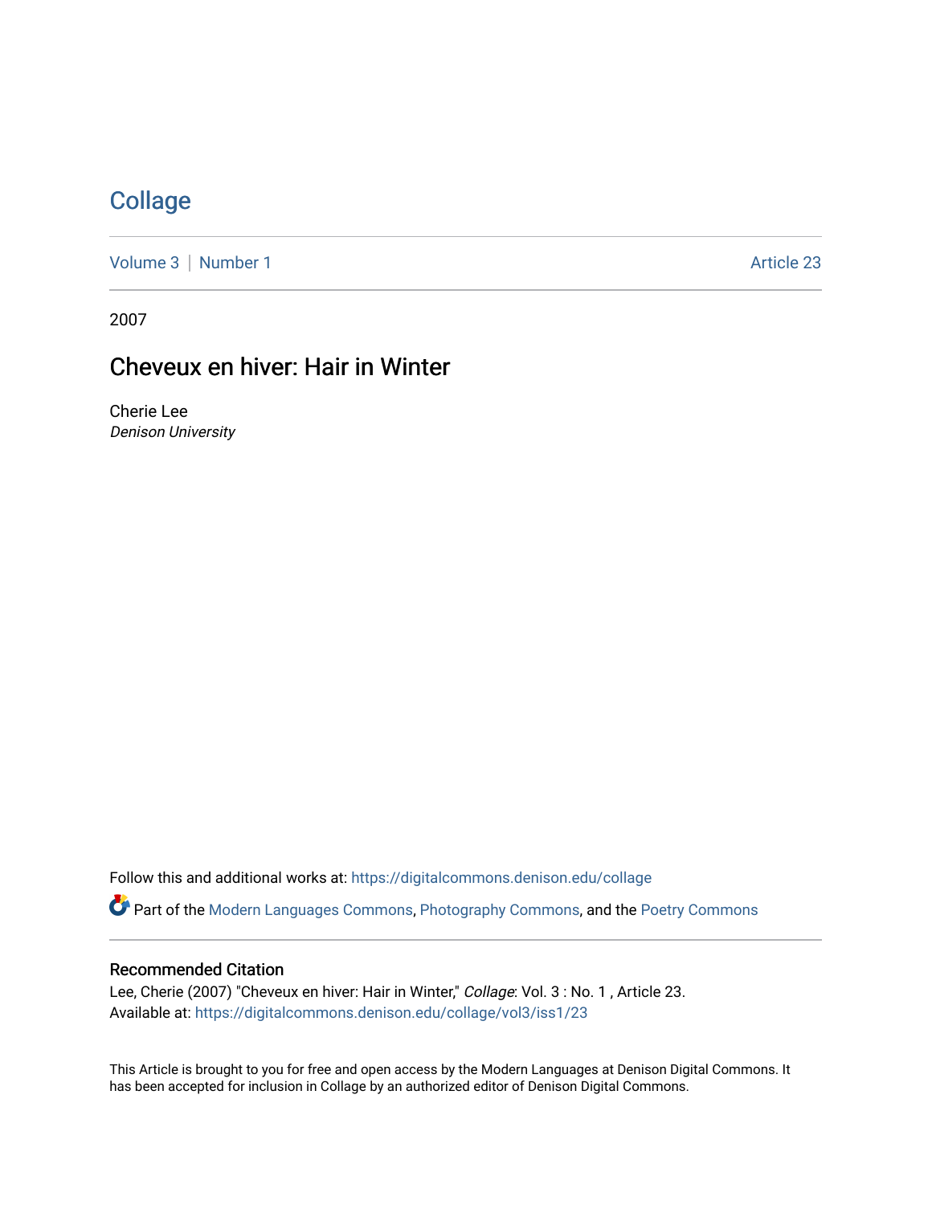# Collage

Volume 3 | Number 1 Article 23

2007

## Cheveux en hiver: Hair in Winter

Cherie Lee
*Denison University*

Follow this and additional works at: https://digitalcommons.denison.edu/collage

Part of the Modern Languages Commons, Photography Commons, and the Poetry Commons

### Recommended Citation

Lee, Cherie (2007) "Cheveux en hiver: Hair in Winter," *Collage*: Vol. 3 : No. 1 , Article 23.
Available at: https://digitalcommons.denison.edu/collage/vol3/iss1/23

This Article is brought to you for free and open access by the Modern Languages at Denison Digital Commons. It has been accepted for inclusion in Collage by an authorized editor of Denison Digital Commons.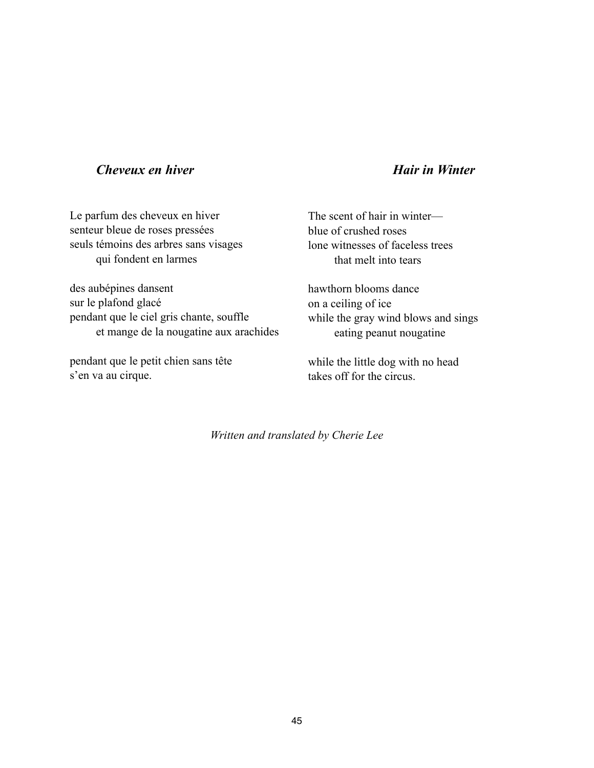### *Cheveux en hiver*

Le parfum des cheveux en hiver
senteur bleue de roses pressées
seuls témoins des arbres sans visages
        qui fondent en larmes

des aubépines dansent
sur le plafond glacé
pendant que le ciel gris chante, souffle
        et mange de la nougatine aux arachides

pendant que le petit chien sans tête
s'en va au cirque.

### *Hair in Winter*

The scent of hair in winter—
blue of crushed roses
lone witnesses of faceless trees
        that melt into tears

hawthorn blooms dance
on a ceiling of ice
while the gray wind blows and sings
        eating peanut nougatine

while the little dog with no head
takes off for the circus.

*Written and translated by Cherie Lee*